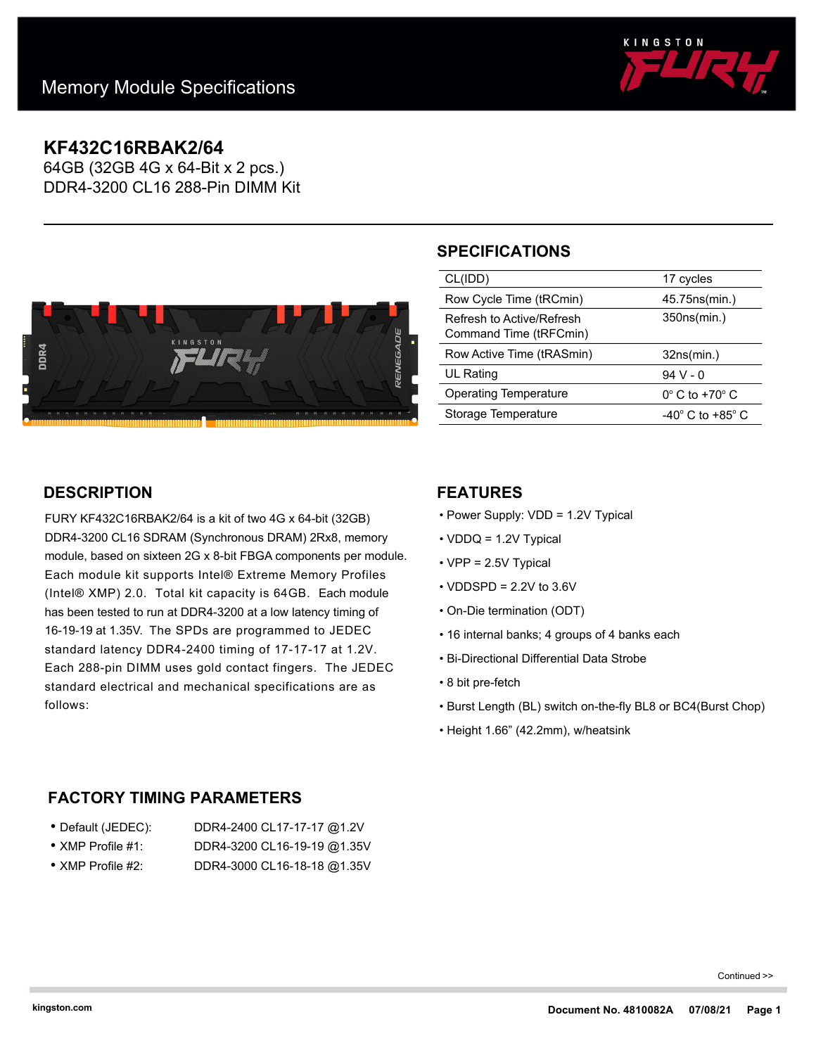# Memory Module Specifications

## KF432C16RBAK2/64

64GB (32GB 4G x 64-Bit x 2 pcs.)
DDR4-3200 CL16 288-Pin DIMM Kit

## SPECIFICATIONS

| | |
|---|---|
| CL(IDD) | 17 cycles |
| Row Cycle Time (tRCmin) | 45.75ns(min.) |
| Refresh to Active/Refresh Command Time (tRFCmin) | 350ns(min.) |
| Row Active Time (tRASmin) | 32ns(min.) |
| UL Rating | 94 V - 0 |
| Operating Temperature | 0° C to +70° C |
| Storage Temperature | -40° C to +85° C |

## DESCRIPTION

FURY KF432C16RBAK2/64 is a kit of two 4G x 64-bit (32GB) DDR4-3200 CL16 SDRAM (Synchronous DRAM) 2Rx8, memory module, based on sixteen 2G x 8-bit FBGA components per module. Each module kit supports Intel® Extreme Memory Profiles (Intel® XMP) 2.0. Total kit capacity is 64GB. Each module has been tested to run at DDR4-3200 at a low latency timing of 16-19-19 at 1.35V. The SPDs are programmed to JEDEC standard latency DDR4-2400 timing of 17-17-17 at 1.2V. Each 288-pin DIMM uses gold contact fingers. The JEDEC standard electrical and mechanical specifications are as follows:

## FEATURES

- Power Supply: VDD = 1.2V Typical
- VDDQ = 1.2V Typical
- VPP = 2.5V Typical
- VDDSPD = 2.2V to 3.6V
- On-Die termination (ODT)
- 16 internal banks; 4 groups of 4 banks each
- Bi-Directional Differential Data Strobe
- 8 bit pre-fetch
- Burst Length (BL) switch on-the-fly BL8 or BC4(Burst Chop)
- Height 1.66" (42.2mm), w/heatsink

## FACTORY TIMING PARAMETERS

- Default (JEDEC): DDR4-2400 CL17-17-17 @1.2V
- XMP Profile #1: DDR4-3200 CL16-19-19 @1.35V
- XMP Profile #2: DDR4-3000 CL16-18-18 @1.35V

Continued >>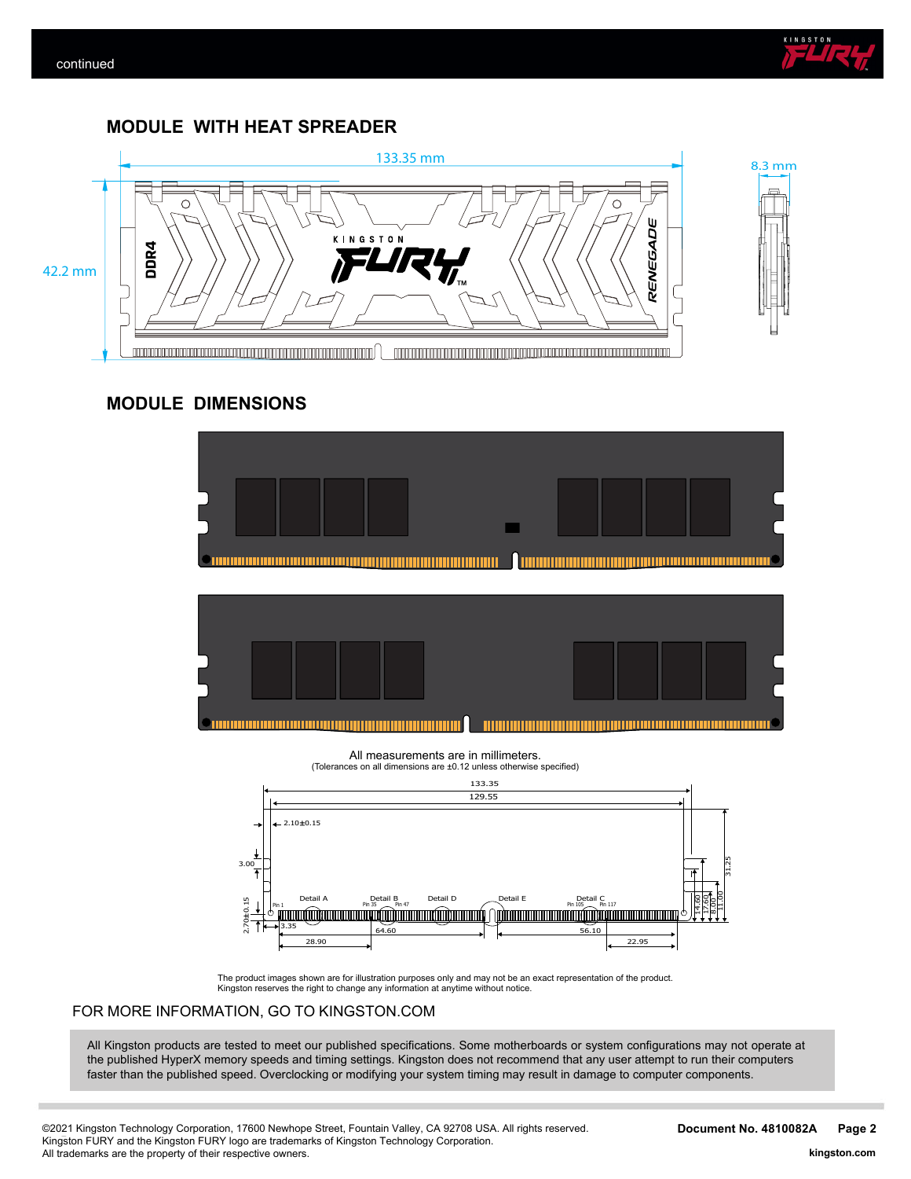continued

## MODULE WITH HEAT SPREADER

133.35 mm

8.3 mm

42.2 mm

## MODULE DIMENSIONS

All measurements are in millimeters.
(Tolerances on all dimensions are ±0.12 unless otherwise specified)

133.35
129.55
2.10±0.15
3.00
31.25
2.70±0.15
Detail A
Detail B
Detail D
Detail E
Detail C
Pin 1
Pin 35
Pin 47
Pin 105
Pin 117
14.60
17.60
9.00
11.00
3.35
28.90
64.60
56.10
22.95

The product images shown are for illustration purposes only and may not be an exact representation of the product.
Kingston reserves the right to change any information at anytime without notice.

FOR MORE INFORMATION, GO TO KINGSTON.COM

All Kingston products are tested to meet our published specifications. Some motherboards or system configurations may not operate at the published HyperX memory speeds and timing settings. Kingston does not recommend that any user attempt to run their computers faster than the published speed. Overclocking or modifying your system timing may result in damage to computer components.

©2021 Kingston Technology Corporation, 17600 Newhope Street, Fountain Valley, CA 92708 USA. All rights reserved.
Kingston FURY and the Kingston FURY logo are trademarks of Kingston Technology Corporation.
All trademarks are the property of their respective owners.

**Document No. 4810082A**

kingston.com